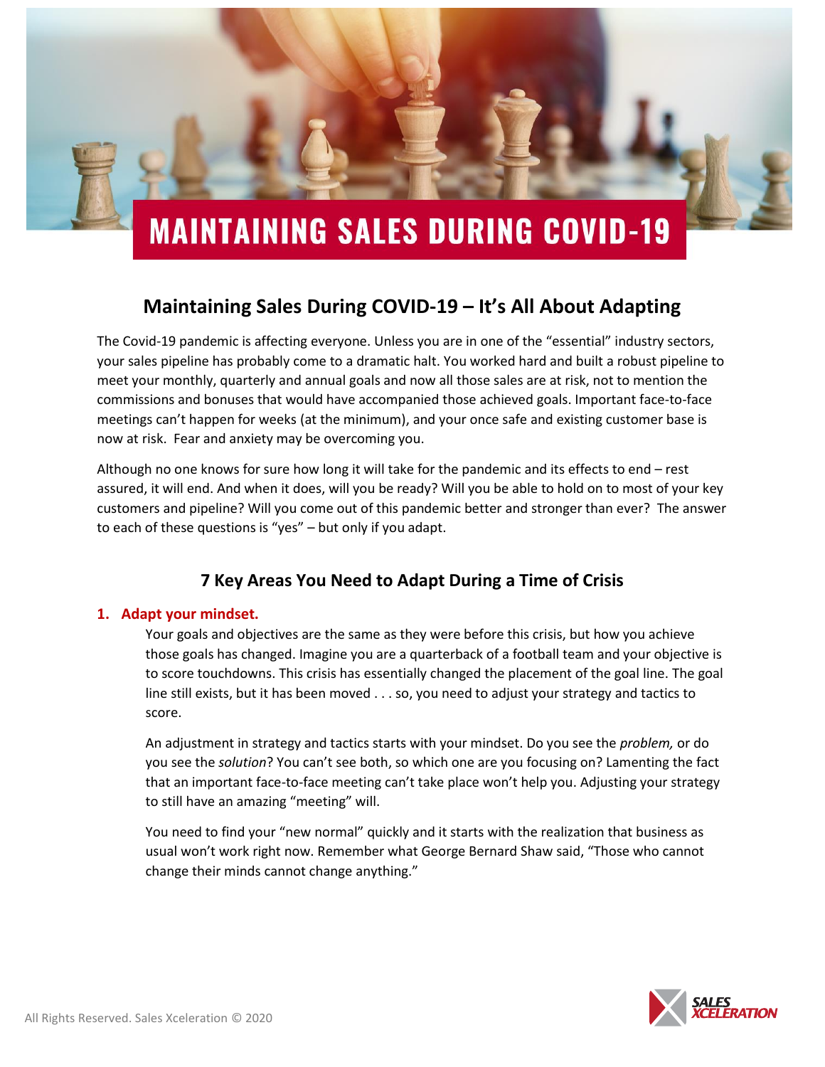# MAINTAINING SALES DURING COVID-19

## Maintaining Sales During COVID-19 – It's All About Adapting

The Covid-19 pandemic is affecting everyone. Unless you are in one of the "essential" industry sectors, your sales pipeline has probably come to a dramatic halt. You worked hard and built a robust pipeline to meet your monthly, quarterly and annual goals and now all those sales are at risk, not to mention the commissions and bonuses that would have accompanied those achieved goals. Important face-to-face meetings can't happen for weeks (at the minimum), and your once safe and existing customer base is now at risk. Fear and anxiety may be overcoming you.

Although no one knows for sure how long it will take for the pandemic and its effects to end – rest assured, it will end. And when it does, will you be ready? Will you be able to hold on to most of your key customers and pipeline? Will you come out of this pandemic better and stronger than ever? The answer to each of these questions is "yes" – but only if you adapt.

## 7 Key Areas You Need to Adapt During a Time of Crisis

### 1. Adapt your mindset.

Your goals and objectives are the same as they were before this crisis, but how you achieve those goals has changed. Imagine you are a quarterback of a football team and your objective is to score touchdowns. This crisis has essentially changed the placement of the goal line. The goal line still exists, but it has been moved . . . so, you need to adjust your strategy and tactics to score.

An adjustment in strategy and tactics starts with your mindset. Do you see the *problem,* or do you see the *solution*? You can't see both, so which one are you focusing on? Lamenting the fact that an important face-to-face meeting can't take place won't help you. Adjusting your strategy to still have an amazing "meeting" will.

You need to find your "new normal" quickly and it starts with the realization that business as usual won't work right now. Remember what George Bernard Shaw said, "Those who cannot change their minds cannot change anything."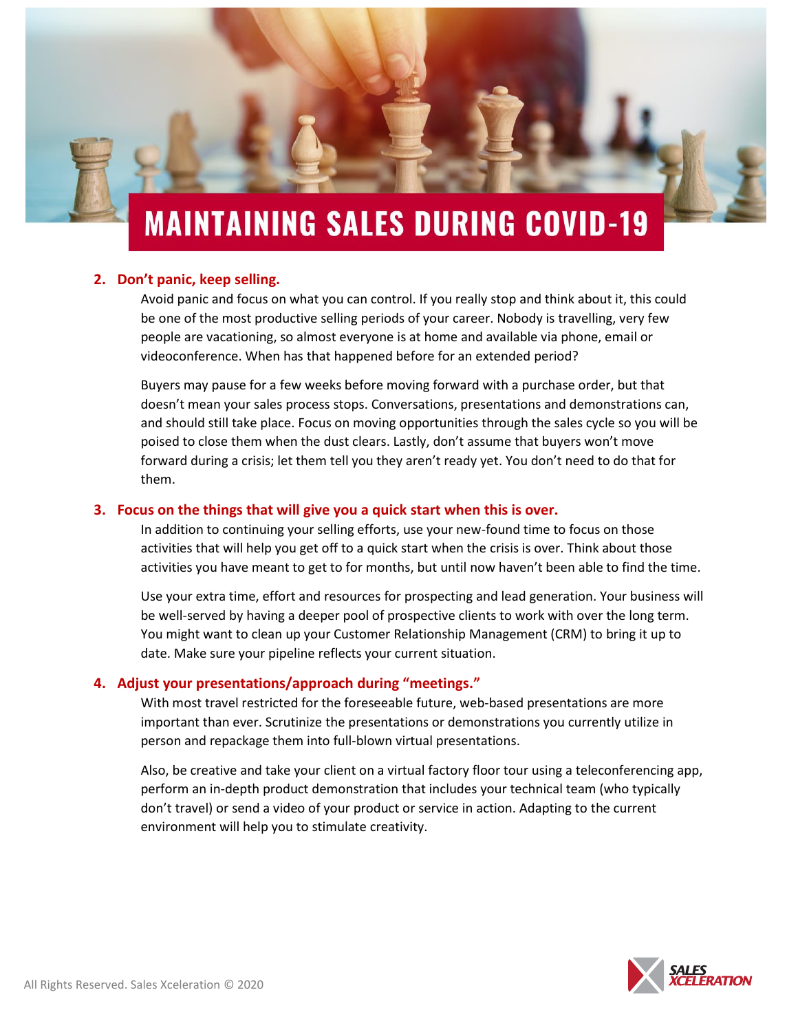# MAINTAINING SALES DURING COVID-19

2. **Don't panic, keep selling.**

   Avoid panic and focus on what you can control. If you really stop and think about it, this could be one of the most productive selling periods of your career. Nobody is travelling, very few people are vacationing, so almost everyone is at home and available via phone, email or videoconference. When has that happened before for an extended period?

   Buyers may pause for a few weeks before moving forward with a purchase order, but that doesn't mean your sales process stops. Conversations, presentations and demonstrations can, and should still take place. Focus on moving opportunities through the sales cycle so you will be poised to close them when the dust clears. Lastly, don't assume that buyers won't move forward during a crisis; let them tell you they aren't ready yet. You don't need to do that for them.

3. **Focus on the things that will give you a quick start when this is over.**

   In addition to continuing your selling efforts, use your new-found time to focus on those activities that will help you get off to a quick start when the crisis is over. Think about those activities you have meant to get to for months, but until now haven't been able to find the time.

   Use your extra time, effort and resources for prospecting and lead generation. Your business will be well-served by having a deeper pool of prospective clients to work with over the long term. You might want to clean up your Customer Relationship Management (CRM) to bring it up to date. Make sure your pipeline reflects your current situation.

4. **Adjust your presentations/approach during "meetings."**

   With most travel restricted for the foreseeable future, web-based presentations are more important than ever. Scrutinize the presentations or demonstrations you currently utilize in person and repackage them into full-blown virtual presentations.

   Also, be creative and take your client on a virtual factory floor tour using a teleconferencing app, perform an in-depth product demonstration that includes your technical team (who typically don't travel) or send a video of your product or service in action. Adapting to the current environment will help you to stimulate creativity.

All Rights Reserved. Sales Xceleration © 2020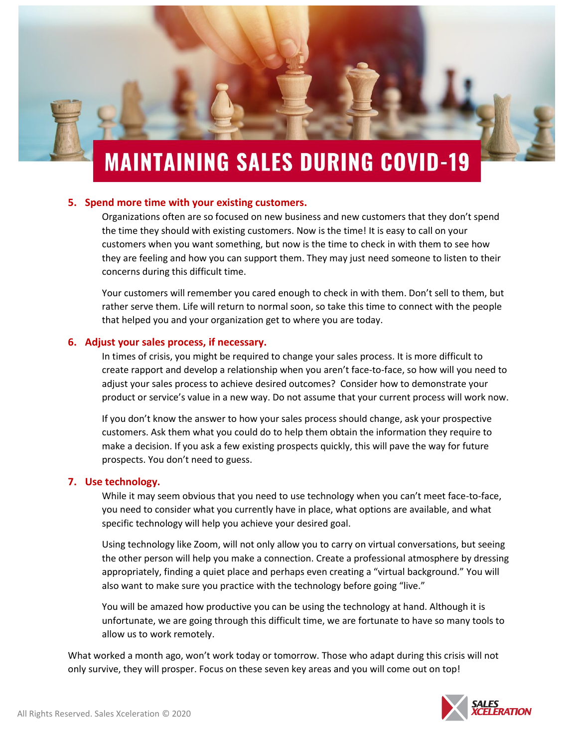# MAINTAINING SALES DURING COVID-19

5. **Spend more time with your existing customers.**

   Organizations often are so focused on new business and new customers that they don't spend the time they should with existing customers. Now is the time! It is easy to call on your customers when you want something, but now is the time to check in with them to see how they are feeling and how you can support them. They may just need someone to listen to their concerns during this difficult time.

   Your customers will remember you cared enough to check in with them. Don't sell to them, but rather serve them. Life will return to normal soon, so take this time to connect with the people that helped you and your organization get to where you are today.

6. **Adjust your sales process, if necessary.**

   In times of crisis, you might be required to change your sales process. It is more difficult to create rapport and develop a relationship when you aren't face-to-face, so how will you need to adjust your sales process to achieve desired outcomes? Consider how to demonstrate your product or service's value in a new way. Do not assume that your current process will work now.

   If you don't know the answer to how your sales process should change, ask your prospective customers. Ask them what you could do to help them obtain the information they require to make a decision. If you ask a few existing prospects quickly, this will pave the way for future prospects. You don't need to guess.

7. **Use technology.**

   While it may seem obvious that you need to use technology when you can't meet face-to-face, you need to consider what you currently have in place, what options are available, and what specific technology will help you achieve your desired goal.

   Using technology like Zoom, will not only allow you to carry on virtual conversations, but seeing the other person will help you make a connection. Create a professional atmosphere by dressing appropriately, finding a quiet place and perhaps even creating a "virtual background." You will also want to make sure you practice with the technology before going "live."

   You will be amazed how productive you can be using the technology at hand. Although it is unfortunate, we are going through this difficult time, we are fortunate to have so many tools to allow us to work remotely.

What worked a month ago, won't work today or tomorrow. Those who adapt during this crisis will not only survive, they will prosper. Focus on these seven key areas and you will come out on top!

All Rights Reserved. Sales Xceleration © 2020